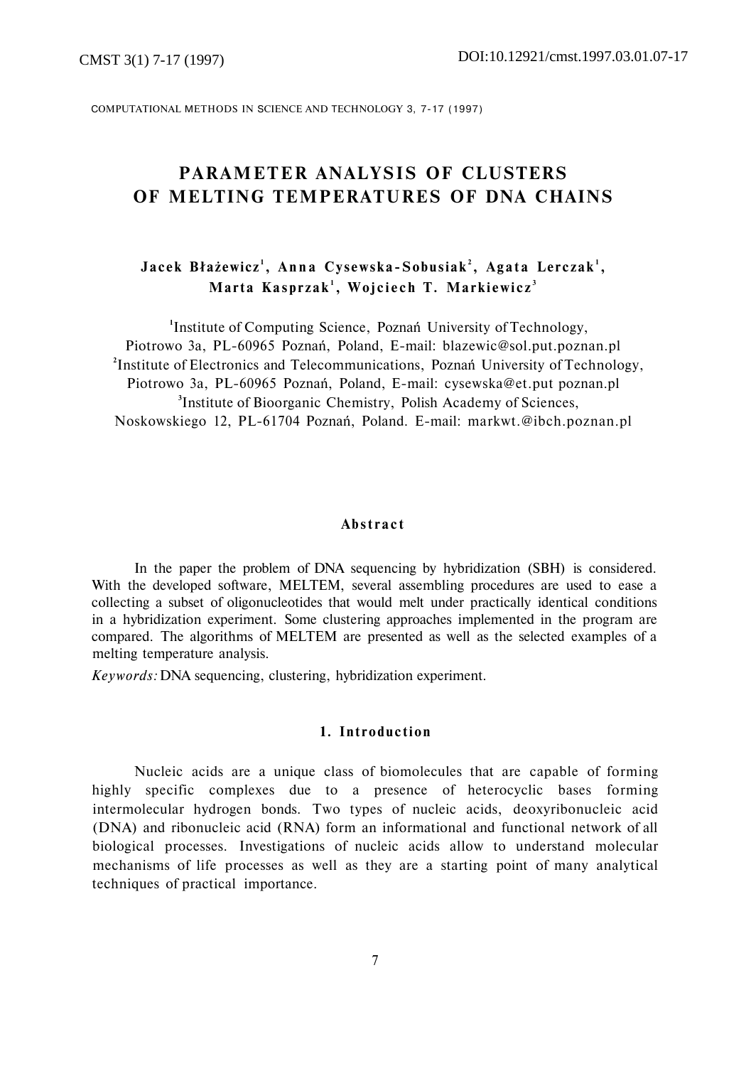# PARAMETER ANALYSIS OF CLUSTERS OF MELTING TEMPERATURES OF DNA CHAINS

**Jacek Błażewicz[1], Anna Cysewska-Sobusiak[2], Agata Lerczak[1], Marta Kasprzak[1], Wojciech T. Markiewicz[3]**

[1]Institute of Computing Science, Poznań University of Technology, Piotrowo 3a, PL-60965 Poznań, Poland, E-mail: blazewic@sol.put.poznan.pl
[2]Institute of Electronics and Telecommunications, Poznań University of Technology, Piotrowo 3a, PL-60965 Poznań, Poland, E-mail: cysewska@et.put poznan.pl
[3]Institute of Bioorganic Chemistry, Polish Academy of Sciences, Noskowskiego 12, PL-61704 Poznań, Poland. E-mail: markwt.@ibch.poznan.pl

### Abstract

In the paper the problem of DNA sequencing by hybridization (SBH) is considered. With the developed software, MELTEM, several assembling procedures are used to ease a collecting a subset of oligonucleotides that would melt under practically identical conditions in a hybridization experiment. Some clustering approaches implemented in the program are compared. The algorithms of MELTEM are presented as well as the selected examples of a melting temperature analysis.

*Keywords:* DNA sequencing, clustering, hybridization experiment.

## 1. Introduction

Nucleic acids are a unique class of biomolecules that are capable of forming highly specific complexes due to a presence of heterocyclic bases forming intermolecular hydrogen bonds. Two types of nucleic acids, deoxyribonucleic acid (DNA) and ribonucleic acid (RNA) form an informational and functional network of all biological processes. Investigations of nucleic acids allow to understand molecular mechanisms of life processes as well as they are a starting point of many analytical techniques of practical importance.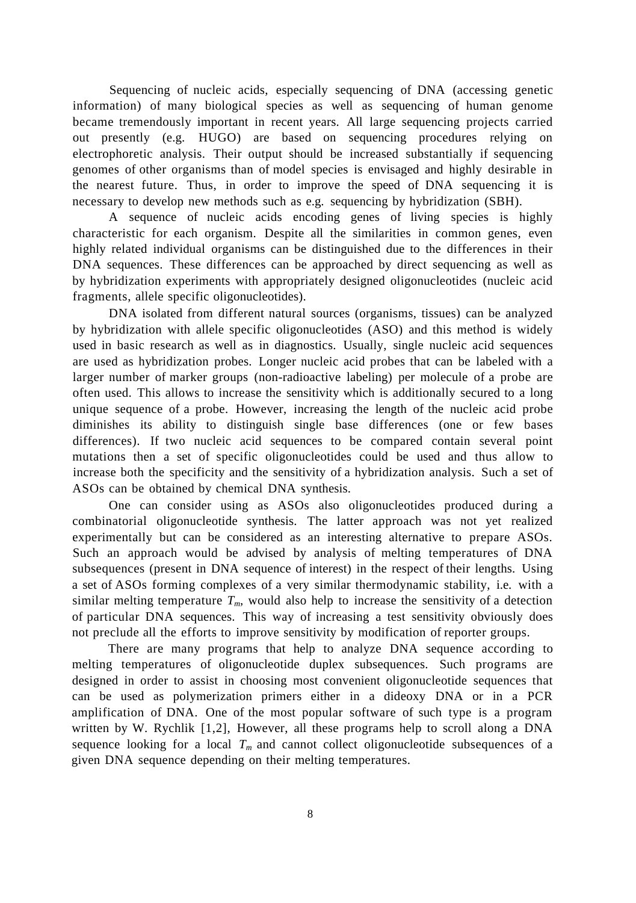Sequencing of nucleic acids, especially sequencing of DNA (accessing genetic information) of many biological species as well as sequencing of human genome became tremendously important in recent years. All large sequencing projects carried out presently (e.g. HUGO) are based on sequencing procedures relying on electrophoretic analysis. Their output should be increased substantially if sequencing genomes of other organisms than of model species is envisaged and highly desirable in the nearest future. Thus, in order to improve the speed of DNA sequencing it is necessary to develop new methods such as e.g. sequencing by hybridization (SBH).

A sequence of nucleic acids encoding genes of living species is highly characteristic for each organism. Despite all the similarities in common genes, even highly related individual organisms can be distinguished due to the differences in their DNA sequences. These differences can be approached by direct sequencing as well as by hybridization experiments with appropriately designed oligonucleotides (nucleic acid fragments, allele specific oligonucleotides).

DNA isolated from different natural sources (organisms, tissues) can be analyzed by hybridization with allele specific oligonucleotides (ASO) and this method is widely used in basic research as well as in diagnostics. Usually, single nucleic acid sequences are used as hybridization probes. Longer nucleic acid probes that can be labeled with a larger number of marker groups (non-radioactive labeling) per molecule of a probe are often used. This allows to increase the sensitivity which is additionally secured to a long unique sequence of a probe. However, increasing the length of the nucleic acid probe diminishes its ability to distinguish single base differences (one or few bases differences). If two nucleic acid sequences to be compared contain several point mutations then a set of specific oligonucleotides could be used and thus allow to increase both the specificity and the sensitivity of a hybridization analysis. Such a set of ASOs can be obtained by chemical DNA synthesis.

One can consider using as ASOs also oligonucleotides produced during a combinatorial oligonucleotide synthesis. The latter approach was not yet realized experimentally but can be considered as an interesting alternative to prepare ASOs. Such an approach would be advised by analysis of melting temperatures of DNA subsequences (present in DNA sequence of interest) in the respect of their lengths. Using a set of ASOs forming complexes of a very similar thermodynamic stability, i.e. with a similar melting temperature $T_m$, would also help to increase the sensitivity of a detection of particular DNA sequences. This way of increasing a test sensitivity obviously does not preclude all the efforts to improve sensitivity by modification of reporter groups.

There are many programs that help to analyze DNA sequence according to melting temperatures of oligonucleotide duplex subsequences. Such programs are designed in order to assist in choosing most convenient oligonucleotide sequences that can be used as polymerization primers either in a dideoxy DNA or in a PCR amplification of DNA. One of the most popular software of such type is a program written by W. Rychlik [1,2], However, all these programs help to scroll along a DNA sequence looking for a local $T_m$ and cannot collect oligonucleotide subsequences of a given DNA sequence depending on their melting temperatures.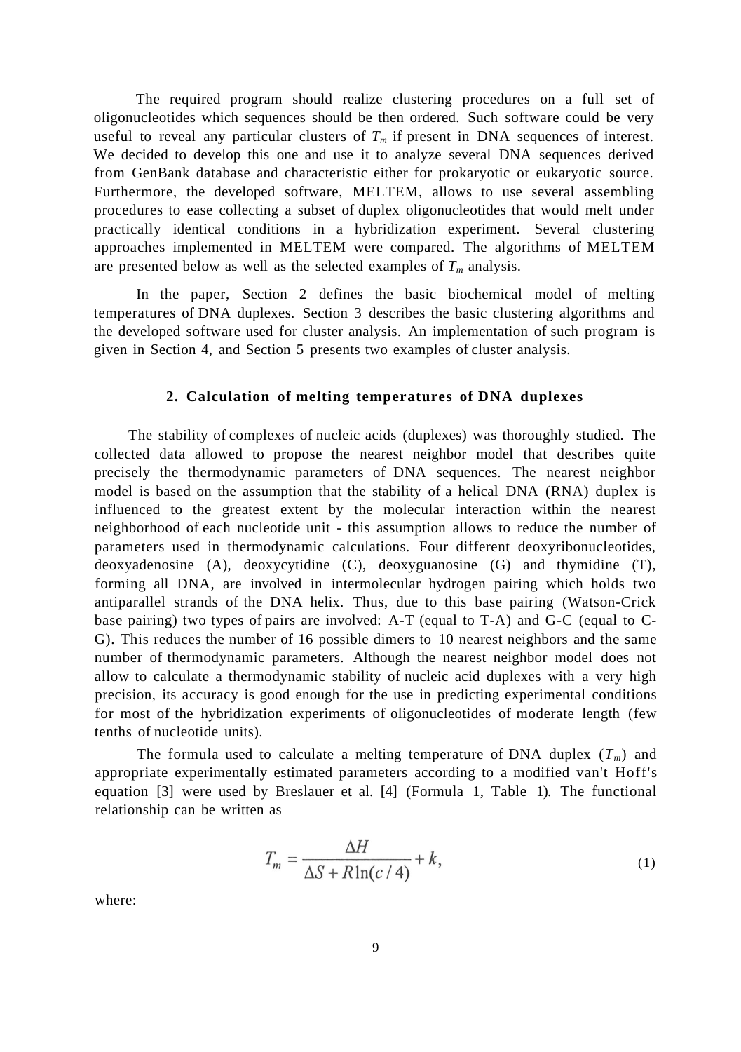The required program should realize clustering procedures on a full set of oligonucleotides which sequences should be then ordered. Such software could be very useful to reveal any particular clusters of $T_m$ if present in DNA sequences of interest. We decided to develop this one and use it to analyze several DNA sequences derived from GenBank database and characteristic either for prokaryotic or eukaryotic source. Furthermore, the developed software, MELTEM, allows to use several assembling procedures to ease collecting a subset of duplex oligonucleotides that would melt under practically identical conditions in a hybridization experiment. Several clustering approaches implemented in MELTEM were compared. The algorithms of MELTEM are presented below as well as the selected examples of $T_m$ analysis.

In the paper, Section 2 defines the basic biochemical model of melting temperatures of DNA duplexes. Section 3 describes the basic clustering algorithms and the developed software used for cluster analysis. An implementation of such program is given in Section 4, and Section 5 presents two examples of cluster analysis.

## 2. Calculation of melting temperatures of DNA duplexes

The stability of complexes of nucleic acids (duplexes) was thoroughly studied. The collected data allowed to propose the nearest neighbor model that describes quite precisely the thermodynamic parameters of DNA sequences. The nearest neighbor model is based on the assumption that the stability of a helical DNA (RNA) duplex is influenced to the greatest extent by the molecular interaction within the nearest neighborhood of each nucleotide unit - this assumption allows to reduce the number of parameters used in thermodynamic calculations. Four different deoxyribonucleotides, deoxyadenosine (A), deoxycytidine (C), deoxyguanosine (G) and thymidine (T), forming all DNA, are involved in intermolecular hydrogen pairing which holds two antiparallel strands of the DNA helix. Thus, due to this base pairing (Watson-Crick base pairing) two types of pairs are involved: A-T (equal to T-A) and G-C (equal to C-G). This reduces the number of 16 possible dimers to 10 nearest neighbors and the same number of thermodynamic parameters. Although the nearest neighbor model does not allow to calculate a thermodynamic stability of nucleic acid duplexes with a very high precision, its accuracy is good enough for the use in predicting experimental conditions for most of the hybridization experiments of oligonucleotides of moderate length (few tenths of nucleotide units).

The formula used to calculate a melting temperature of DNA duplex ($T_m$) and appropriate experimentally estimated parameters according to a modified van't Hoff's equation [3] were used by Breslauer et al. [4] (Formula 1, Table 1). The functional relationship can be written as

$$T_m = \frac{\Delta H}{\Delta S + R\ln(c/4)} + k, \tag{1}$$

where: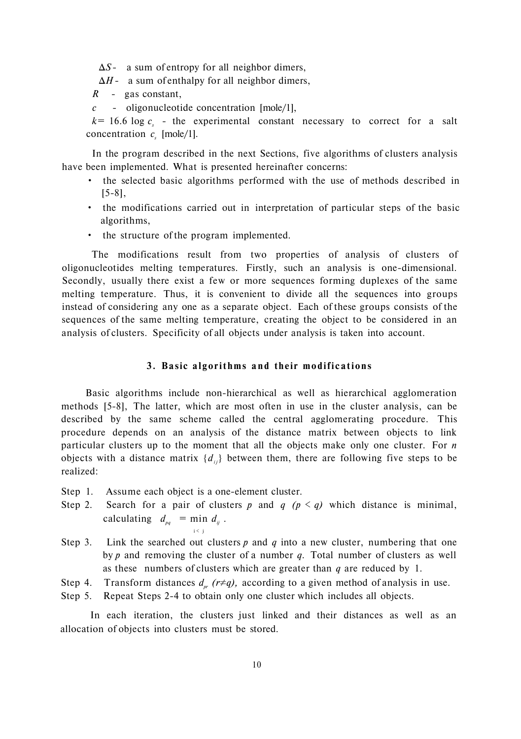$\Delta S$ - a sum of entropy for all neighbor dimers,

$\Delta H$ - a sum of enthalpy for all neighbor dimers,

$R$ - gas constant,

$c$ - oligonucleotide concentration [mole/1],

$k = 16.6 \log c_s$ - the experimental constant necessary to correct for a salt concentration $c_s$ [mole/1].

In the program described in the next Sections, five algorithms of clusters analysis have been implemented. What is presented hereinafter concerns:

- the selected basic algorithms performed with the use of methods described in [5-8],
- the modifications carried out in interpretation of particular steps of the basic algorithms,
- the structure of the program implemented.

The modifications result from two properties of analysis of clusters of oligonucleotides melting temperatures. Firstly, such an analysis is one-dimensional. Secondly, usually there exist a few or more sequences forming duplexes of the same melting temperature. Thus, it is convenient to divide all the sequences into groups instead of considering any one as a separate object. Each of these groups consists of the sequences of the same melting temperature, creating the object to be considered in an analysis of clusters. Specificity of all objects under analysis is taken into account.

## 3. Basic algorithms and their modifications

Basic algorithms include non-hierarchical as well as hierarchical agglomeration methods [5-8], The latter, which are most often in use in the cluster analysis, can be described by the same scheme called the central agglomerating procedure. This procedure depends on an analysis of the distance matrix between objects to link particular clusters up to the moment that all the objects make only one cluster. For $n$ objects with a distance matrix $\{d_{ij}\}$ between them, there are following five steps to be realized:

Step 1. Assume each object is a one-element cluster.

Step 2. Search for a pair of clusters $p$ and $q$ $(p < q)$ which distance is minimal, calculating $d_{pq} = \min\limits_{i<j} d_{ij}$.

Step 3. Link the searched out clusters $p$ and $q$ into a new cluster, numbering that one by $p$ and removing the cluster of a number $q$. Total number of clusters as well as these numbers of clusters which are greater than $q$ are reduced by 1.

Step 4. Transform distances $d_{pr}$ $(r \neq q)$, according to a given method of analysis in use.

Step 5. Repeat Steps 2-4 to obtain only one cluster which includes all objects.

In each iteration, the clusters just linked and their distances as well as an allocation of objects into clusters must be stored.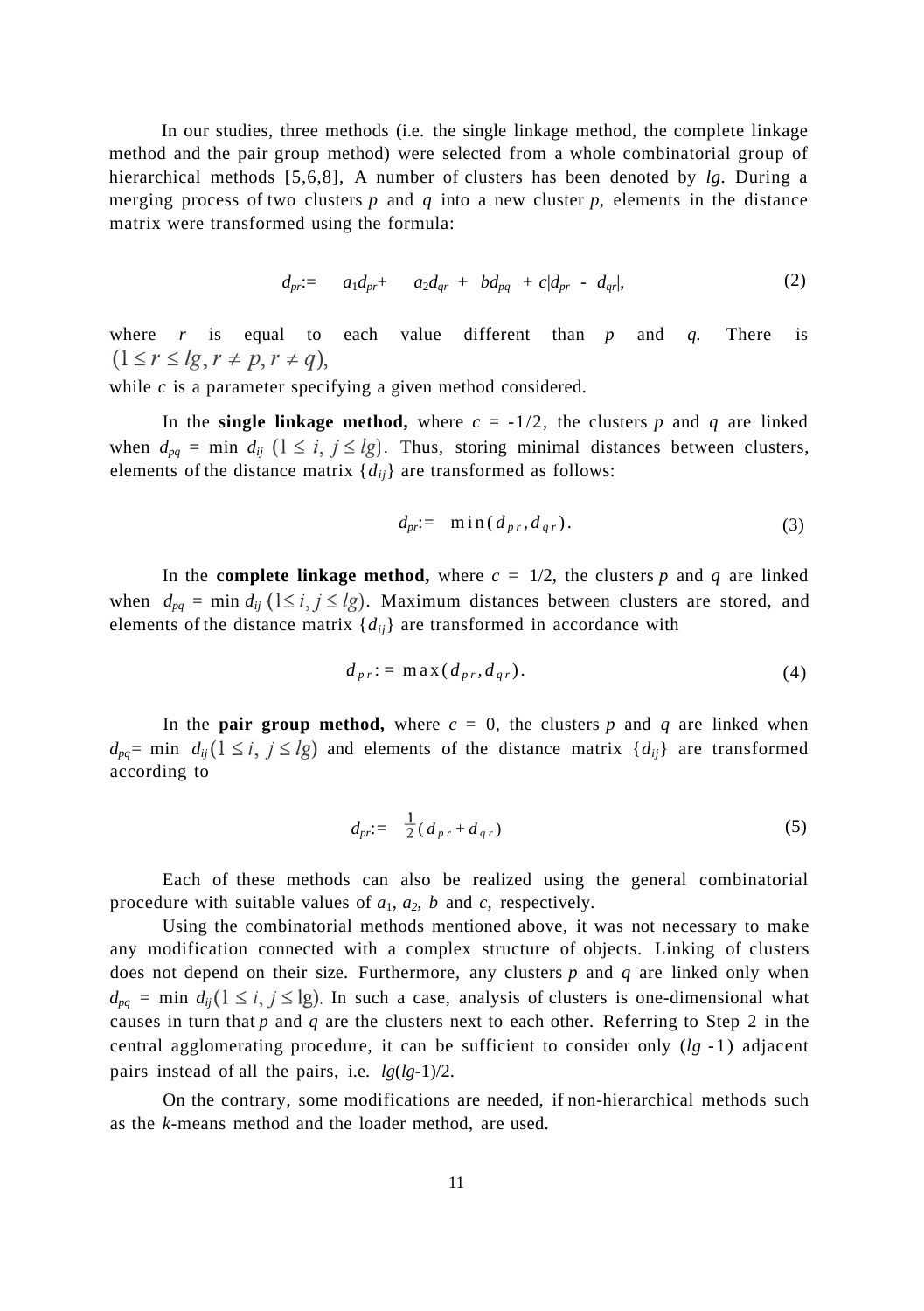In our studies, three methods (i.e. the single linkage method, the complete linkage method and the pair group method) were selected from a whole combinatorial group of hierarchical methods [5,6,8], A number of clusters has been denoted by $lg$. During a merging process of two clusters $p$ and $q$ into a new cluster $p$, elements in the distance matrix were transformed using the formula:

$$d_{pr} := a_1 d_{pr} + a_2 d_{qr} + b d_{pq} + c|d_{pr} - d_{qr}|, \tag{2}$$

where $r$ is equal to each value different than $p$ and $q$. There is $(1 \leq r \leq lg, r \neq p, r \neq q)$,
while $c$ is a parameter specifying a given method considered.

In the **single linkage method,** where $c = -1/2$, the clusters $p$ and $q$ are linked when $d_{pq} = \min d_{ij}$ $(1 \leq i, j \leq lg)$. Thus, storing minimal distances between clusters, elements of the distance matrix $\{d_{ij}\}$ are transformed as follows:

$$d_{pr} := \min(d_{pr}, d_{qr}). \tag{3}$$

In the **complete linkage method,** where $c = 1/2$, the clusters $p$ and $q$ are linked when $d_{pq} = \min d_{ij}$ $(1 \leq i, j \leq lg)$. Maximum distances between clusters are stored, and elements of the distance matrix $\{d_{ij}\}$ are transformed in accordance with

$$d_{pr} := \max(d_{pr}, d_{qr}). \tag{4}$$

In the **pair group method,** where $c = 0$, the clusters $p$ and $q$ are linked when $d_{pq} = \min d_{ij} (1 \leq i, j \leq lg)$ and elements of the distance matrix $\{d_{ij}\}$ are transformed according to

$$d_{pr} := \frac{1}{2}(d_{pr} + d_{qr}) \tag{5}$$

Each of these methods can also be realized using the general combinatorial procedure with suitable values of $a_1$, $a_2$, $b$ and $c$, respectively.

Using the combinatorial methods mentioned above, it was not necessary to make any modification connected with a complex structure of objects. Linking of clusters does not depend on their size. Furthermore, any clusters $p$ and $q$ are linked only when $d_{pq} = \min d_{ij} (1 \leq i, j \leq \text{lg})$. In such a case, analysis of clusters is one-dimensional what causes in turn that $p$ and $q$ are the clusters next to each other. Referring to Step 2 in the central agglomerating procedure, it can be sufficient to consider only $(lg - 1)$ adjacent pairs instead of all the pairs, i.e. $lg(lg-1)/2$.

On the contrary, some modifications are needed, if non-hierarchical methods such as the $k$-means method and the loader method, are used.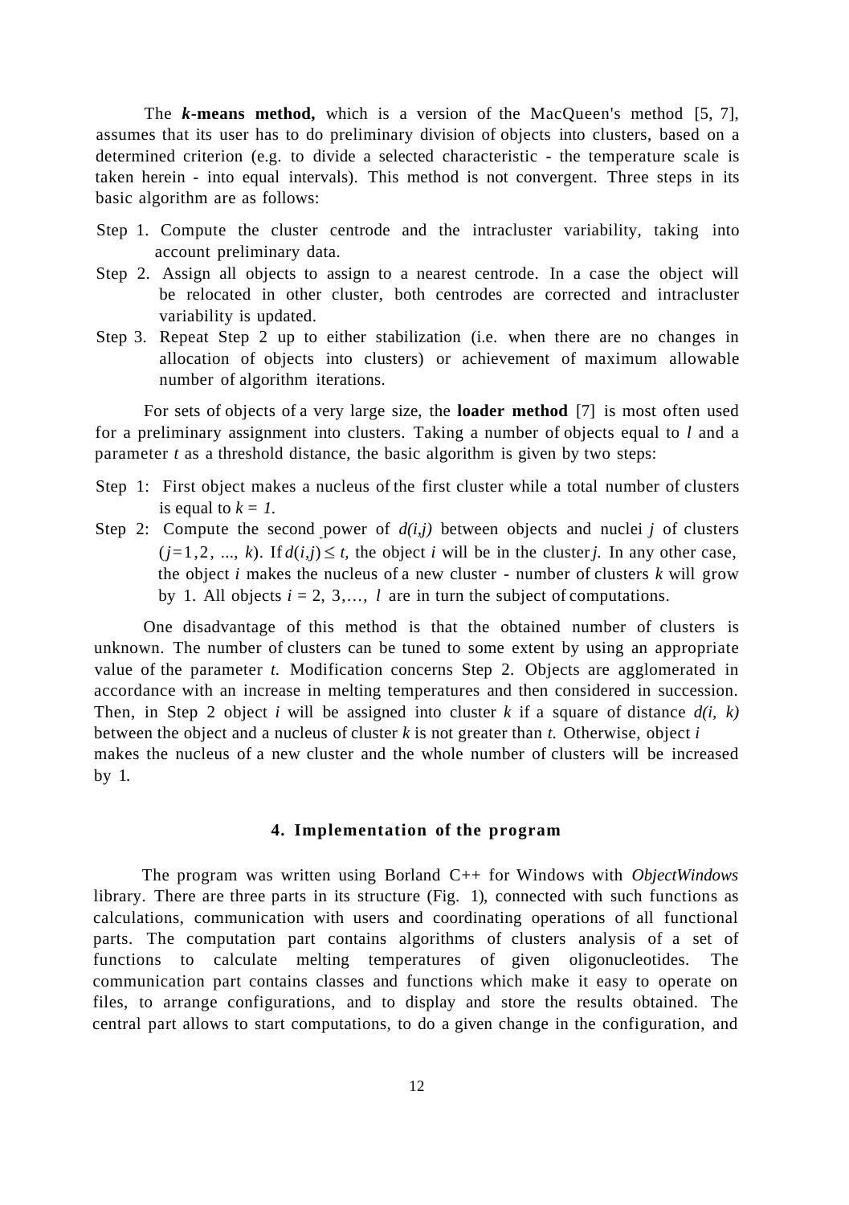The ***k*-means method,** which is a version of the MacQueen's method [5, 7], assumes that its user has to do preliminary division of objects into clusters, based on a determined criterion (e.g. to divide a selected characteristic - the temperature scale is taken herein - into equal intervals). This method is not convergent. Three steps in its basic algorithm are as follows:

Step 1. Compute the cluster centrode and the intracluster variability, taking into account preliminary data.

Step 2. Assign all objects to assign to a nearest centrode. In a case the object will be relocated in other cluster, both centrodes are corrected and intracluster variability is updated.

Step 3. Repeat Step 2 up to either stabilization (i.e. when there are no changes in allocation of objects into clusters) or achievement of maximum allowable number of algorithm iterations.

For sets of objects of a very large size, the **loader method** [7] is most often used for a preliminary assignment into clusters. Taking a number of objects equal to $l$ and a parameter $t$ as a threshold distance, the basic algorithm is given by two steps:

Step 1: First object makes a nucleus of the first cluster while a total number of clusters is equal to $k = 1$.

Step 2: Compute the second power of $d(i,j)$ between objects and nuclei $j$ of clusters ($j = 1, 2, \ldots, k$). If $d(i,j) \leq t$, the object $i$ will be in the cluster $j$. In any other case, the object $i$ makes the nucleus of a new cluster - number of clusters $k$ will grow by 1. All objects $i = 2, 3, \ldots, l$ are in turn the subject of computations.

One disadvantage of this method is that the obtained number of clusters is unknown. The number of clusters can be tuned to some extent by using an appropriate value of the parameter $t$. Modification concerns Step 2. Objects are agglomerated in accordance with an increase in melting temperatures and then considered in succession. Then, in Step 2 object $i$ will be assigned into cluster $k$ if a square of distance $d(i, k)$ between the object and a nucleus of cluster $k$ is not greater than $t$. Otherwise, object $i$ makes the nucleus of a new cluster and the whole number of clusters will be increased by 1.

## 4. Implementation of the program

The program was written using Borland C++ for Windows with *ObjectWindows* library. There are three parts in its structure (Fig. 1), connected with such functions as calculations, communication with users and coordinating operations of all functional parts. The computation part contains algorithms of clusters analysis of a set of functions to calculate melting temperatures of given oligonucleotides. The communication part contains classes and functions which make it easy to operate on files, to arrange configurations, and to display and store the results obtained. The central part allows to start computations, to do a given change in the configuration, and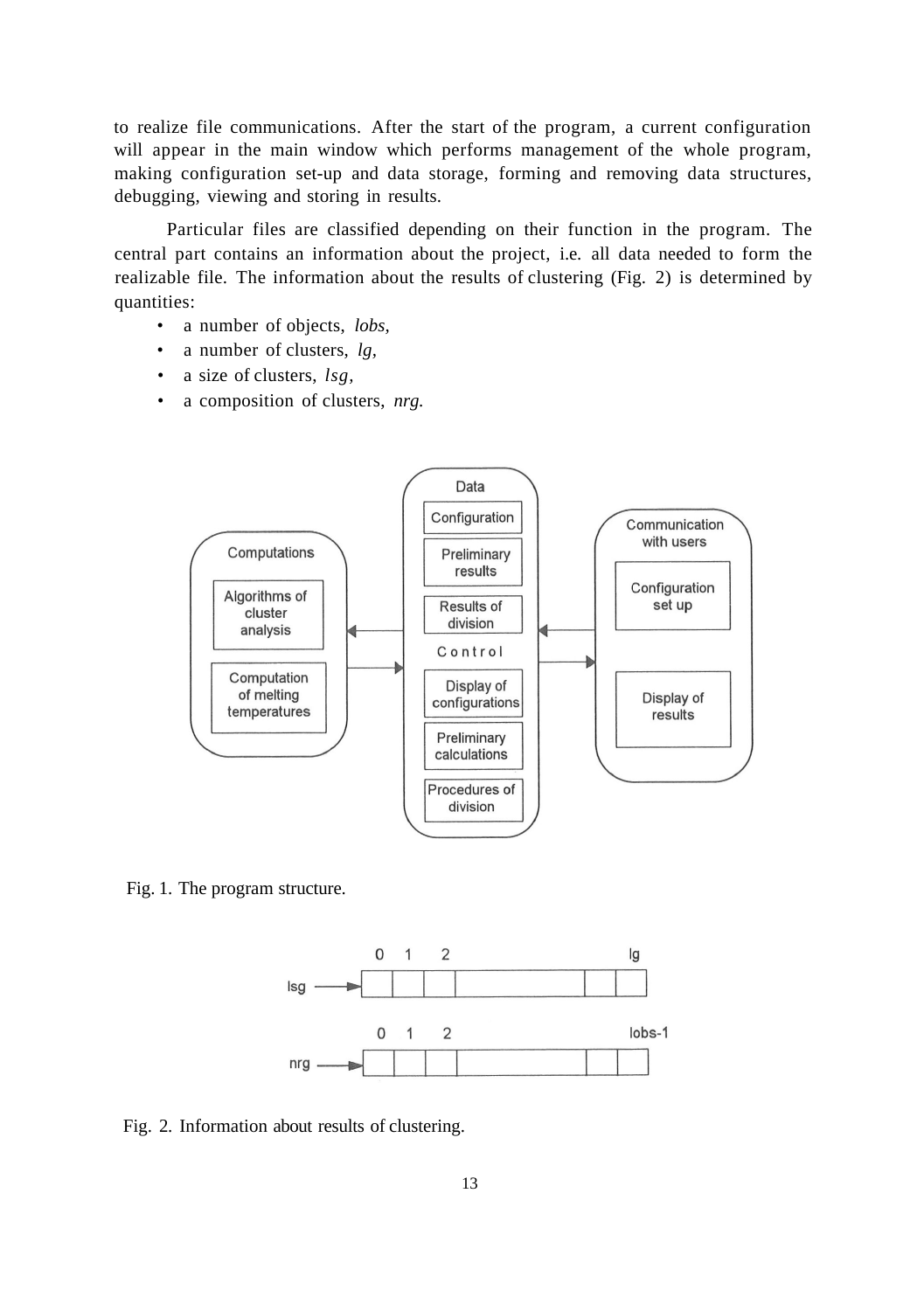to realize file communications. After the start of the program, a current configuration will appear in the main window which performs management of the whole program, making configuration set-up and data storage, forming and removing data structures, debugging, viewing and storing in results.

Particular files are classified depending on their function in the program. The central part contains an information about the project, i.e. all data needed to form the realizable file. The information about the results of clustering (Fig. 2) is determined by quantities:

- a number of objects, *lobs*,
- a number of clusters, *lg*,
- a size of clusters, *lsg*,
- a composition of clusters, *nrg.*

Fig. 1. The program structure.

Fig. 2. Information about results of clustering.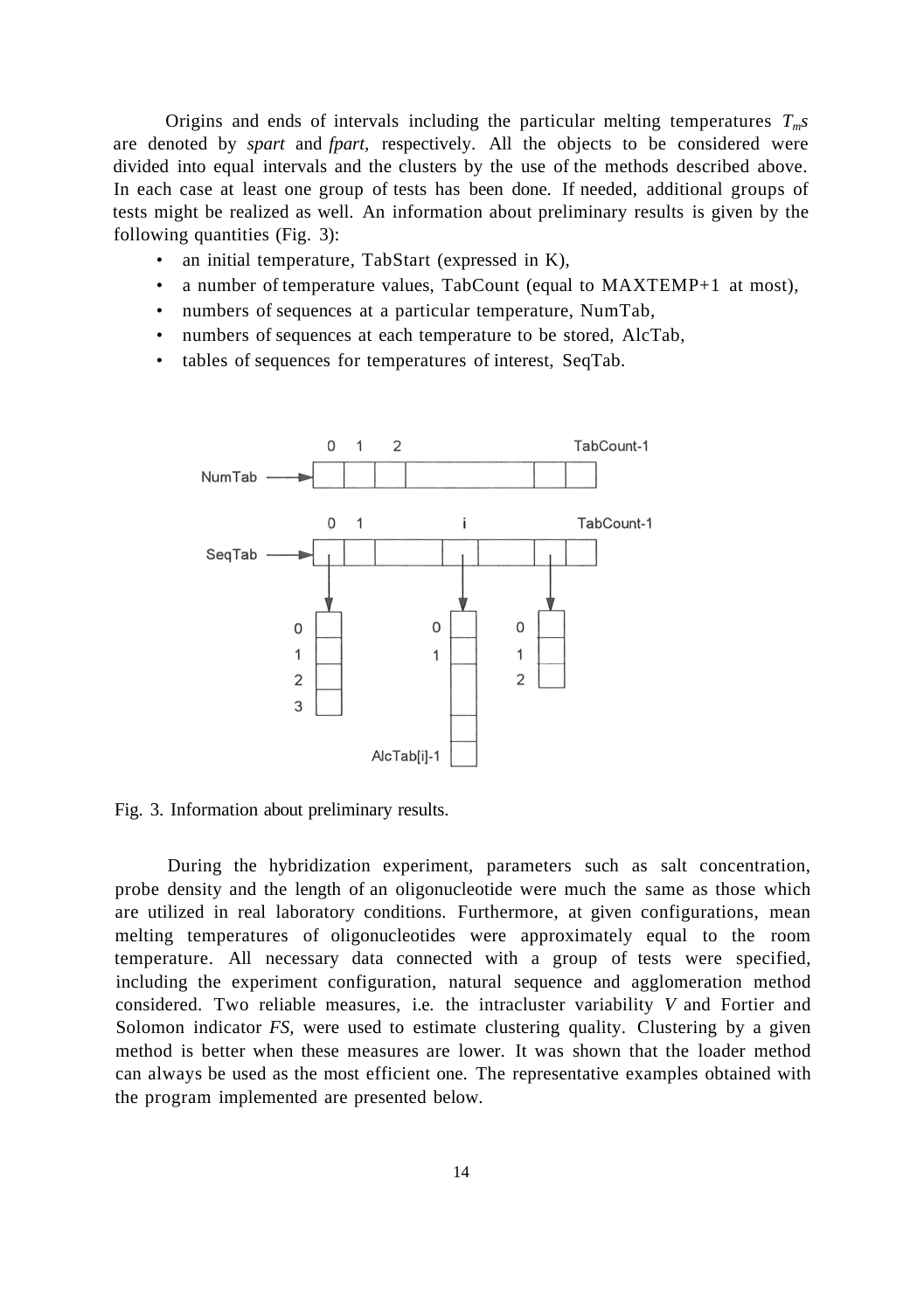Origins and ends of intervals including the particular melting temperatures $T_m$s are denoted by *spart* and *fpart*, respectively. All the objects to be considered were divided into equal intervals and the clusters by the use of the methods described above. In each case at least one group of tests has been done. If needed, additional groups of tests might be realized as well. An information about preliminary results is given by the following quantities (Fig. 3):

- an initial temperature, TabStart (expressed in K),
- a number of temperature values, TabCount (equal to MAXTEMP+1 at most),
- numbers of sequences at a particular temperature, NumTab,
- numbers of sequences at each temperature to be stored, AlcTab,
- tables of sequences for temperatures of interest, SeqTab.

Fig. 3. Information about preliminary results.

During the hybridization experiment, parameters such as salt concentration, probe density and the length of an oligonucleotide were much the same as those which are utilized in real laboratory conditions. Furthermore, at given configurations, mean melting temperatures of oligonucleotides were approximately equal to the room temperature. All necessary data connected with a group of tests were specified, including the experiment configuration, natural sequence and agglomeration method considered. Two reliable measures, i.e. the intracluster variability $V$ and Fortier and Solomon indicator $FS$, were used to estimate clustering quality. Clustering by a given method is better when these measures are lower. It was shown that the loader method can always be used as the most efficient one. The representative examples obtained with the program implemented are presented below.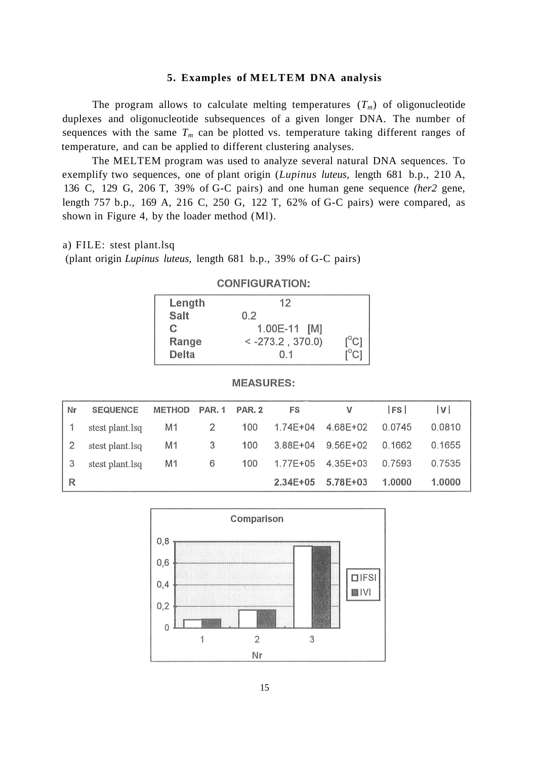### 5. Examples of MELTEM DNA analysis

The program allows to calculate melting temperatures ($T_m$) of oligonucleotide duplexes and oligonucleotide subsequences of a given longer DNA. The number of sequences with the same $T_m$ can be plotted vs. temperature taking different ranges of temperature, and can be applied to different clustering analyses.

The MELTEM program was used to analyze several natural DNA sequences. To exemplify two sequences, one of plant origin (*Lupinus luteus*, length 681 b.p., 210 A, 136 C, 129 G, 206 T, 39% of G-C pairs) and one human gene sequence *(her2* gene, length 757 b.p., 169 A, 216 C, 250 G, 122 T, 62% of G-C pairs) were compared, as shown in Figure 4, by the loader method (Ml).

a) FILE: stest plant.lsq
(plant origin *Lupinus luteus*, length 681 b.p., 39% of G-C pairs)

**CONFIGURATION:**

| | | |
|---|---|---|
| **Length** | 12 | |
| **Salt** | 0.2 | |
| **C** | 1.00E-11 [M] | |
| **Range** | < -273.2 , 370.0) | [°C] |
| **Delta** | 0.1 | [°C] |

**MEASURES:**

| Nr | SEQUENCE | METHOD | PAR. 1 | PAR. 2 | FS | V | \|FS\| | \|V\| |
|---|---|---|---|---|---|---|---|---|
| 1 | stest plant.lsq | M1 | 2 | 100 | 1.74E+04 | 4.68E+02 | 0.0745 | 0.0810 |
| 2 | stest plant.lsq | M1 | 3 | 100 | 3.88E+04 | 9.56E+02 | 0.1662 | 0.1655 |
| 3 | stest plant.lsq | M1 | 6 | 100 | 1.77E+05 | 4.35E+03 | 0.7593 | 0.7535 |
| R | | | | | **2.34E+05** | **5.78E+03** | **1.0000** | **1.0000** |

**Comparison**

| Nr | \|FS\| | \|V\| |
|---|---|---|
| 1 | 0.0745 | 0.0810 |
| 2 | 0.1662 | 0.1655 |
| 3 | 0.7593 | 0.7535 |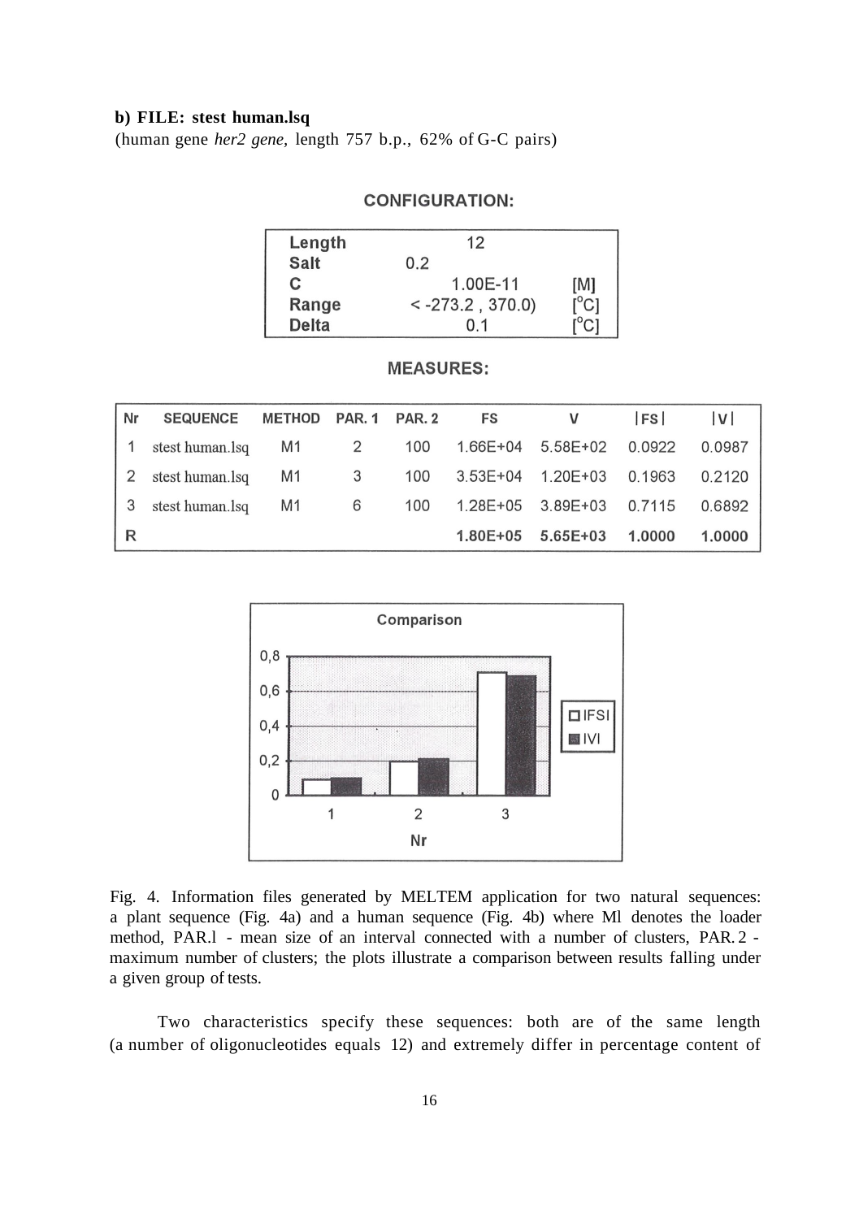**b) FILE: stest human.lsq**

(human gene *her2 gene*, length 757 b.p., 62% of G-C pairs)

**CONFIGURATION:**

| | | |
|---|---|---|
| Length | 12 | |
| Salt | 0.2 | |
| C | 1.00E-11 | [M] |
| Range | < -273.2 , 370.0) | [°C] |
| Delta | 0.1 | [°C] |

**MEASURES:**

| Nr | SEQUENCE | METHOD | PAR. 1 | PAR. 2 | FS | V | \|FS\| | \|V\| |
|---|---|---|---|---|---|---|---|---|
| 1 | stest human.lsq | M1 | 2 | 100 | 1.66E+04 | 5.58E+02 | 0.0922 | 0.0987 |
| 2 | stest human.lsq | M1 | 3 | 100 | 3.53E+04 | 1.20E+03 | 0.1963 | 0.2120 |
| 3 | stest human.lsq | M1 | 6 | 100 | 1.28E+05 | 3.89E+03 | 0.7115 | 0.6892 |
| R | | | | | **1.80E+05** | **5.65E+03** | **1.0000** | **1.0000** |

Fig. 4. Information files generated by MELTEM application for two natural sequences: a plant sequence (Fig. 4a) and a human sequence (Fig. 4b) where Ml denotes the loader method, PAR.l - mean size of an interval connected with a number of clusters, PAR. 2 - maximum number of clusters; the plots illustrate a comparison between results falling under a given group of tests.

Two characteristics specify these sequences: both are of the same length (a number of oligonucleotides equals 12) and extremely differ in percentage content of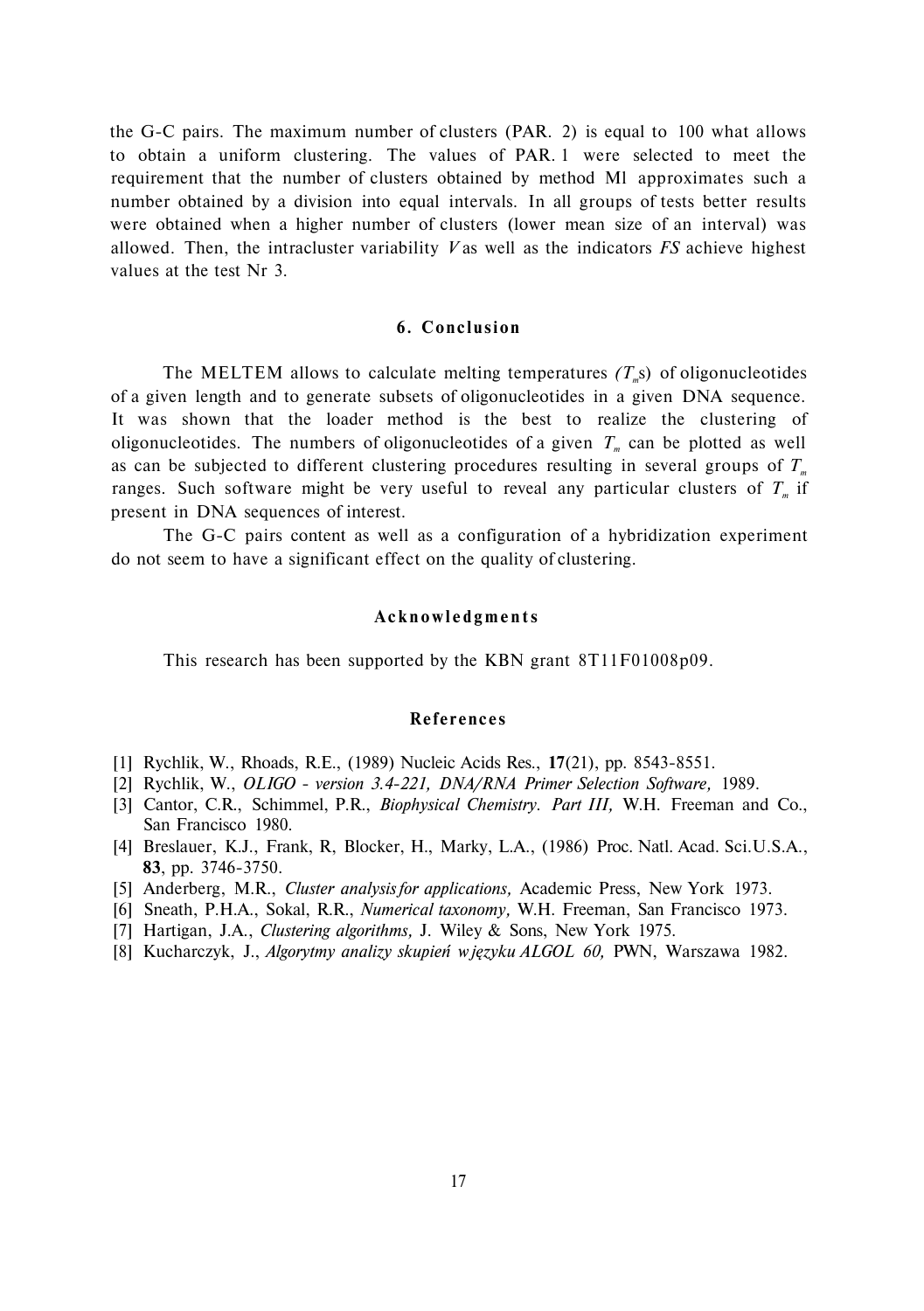the G-C pairs. The maximum number of clusters (PAR. 2) is equal to 100 what allows to obtain a uniform clustering. The values of PAR. 1 were selected to meet the requirement that the number of clusters obtained by method Ml approximates such a number obtained by a division into equal intervals. In all groups of tests better results were obtained when a higher number of clusters (lower mean size of an interval) was allowed. Then, the intracluster variability *V* as well as the indicators *FS* achieve highest values at the test Nr 3.

## 6. Conclusion

The MELTEM allows to calculate melting temperatures ($T_m$s) of oligonucleotides of a given length and to generate subsets of oligonucleotides in a given DNA sequence. It was shown that the loader method is the best to realize the clustering of oligonucleotides. The numbers of oligonucleotides of a given $T_m$ can be plotted as well as can be subjected to different clustering procedures resulting in several groups of $T_m$ ranges. Such software might be very useful to reveal any particular clusters of $T_m$ if present in DNA sequences of interest.

The G-C pairs content as well as a configuration of a hybridization experiment do not seem to have a significant effect on the quality of clustering.

## Acknowledgments

This research has been supported by the KBN grant 8T11F01008p09.

## References

[1] Rychlik, W., Rhoads, R.E., (1989) Nucleic Acids Res., **17**(21), pp. 8543-8551.
[2] Rychlik, W., *OLIGO - version 3.4-221, DNA/RNA Primer Selection Software,* 1989.
[3] Cantor, C.R., Schimmel, P.R., *Biophysical Chemistry. Part III,* W.H. Freeman and Co., San Francisco 1980.
[4] Breslauer, K.J., Frank, R, Blocker, H., Marky, L.A., (1986) Proc. Natl. Acad. Sci.U.S.A., **83**, pp. 3746-3750.
[5] Anderberg, M.R., *Cluster analysis for applications,* Academic Press, New York 1973.
[6] Sneath, P.H.A., Sokal, R.R., *Numerical taxonomy,* W.H. Freeman, San Francisco 1973.
[7] Hartigan, J.A., *Clustering algorithms,* J. Wiley & Sons, New York 1975.
[8] Kucharczyk, J., *Algorytmy analizy skupień w języku ALGOL 60,* PWN, Warszawa 1982.